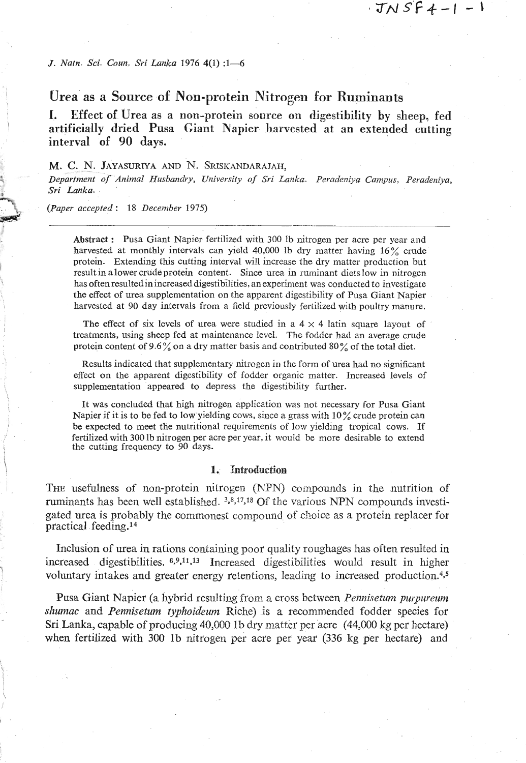# Urea as a Source of Non-protein Nitrogen for Ruminants

## I. Effect of Urea as a non-protein source on digestibility by sheep, fed artificially dried Pusa Giant Napier harvested at an extended cutting interval of 90 days.

M. C. N. JAYASURIYA AND N. SRISKANDARAJAH,

*Department of Animal Husbandry, University of Sri Lanka. Peradeniya Campus, Peradeniya, Sri Lanka.*

(*Paper accepted*: 18 *December* 1975)

---

**Abstract:** Pusa Giant Napier fertilized with 300 lb nitrogen per acre per year and harvested at monthly intervals can yield 40,000 lb dry matter having 16% crude protein. Extending this cutting interval will increase the dry matter production but result in a lower crude protein content. Since urea in ruminant diets low in nitrogen has often resulted in increased digestibilities, an experiment was conducted to investigate the effect of urea supplementation on the apparent digestibility of Pusa Giant Napier harvested at 90 day intervals from a field previously fertilized with poultry manure.

The effect of six levels of urea were studied in a 4 × 4 latin square layout of treatments, using sheep fed at maintenance level. The fodder had an average crude protein content of 9.6% on a dry matter basis and contributed 80% of the total diet.

Results indicated that supplementary nitrogen in the form of urea had no significant effect on the apparent digestibility of fodder organic matter. Increased levels of supplementation appeared to depress the digestibility further.

It was concluded that high nitrogen application was not necessary for Pusa Giant Napier if it is to be fed to low yielding cows, since a grass with 10% crude protein can be expected to meet the nutritional requirements of low yielding tropical cows. If fertilized with 300 lb nitrogen per acre per year, it would be more desirable to extend the cutting frequency to 90 days.

## 1. Introduction

THE usefulness of non-protein nitrogen (NPN) compounds in the nutrition of ruminants has been well established.[3,8,17,18] Of the various NPN compounds investigated urea is probably the commonest compound of choice as a protein replacer for practical feeding.[14]

Inclusion of urea in rations containing poor quality roughages has often resulted in increased digestibilities.[6,9,11,13] Increased digestibilities would result in higher voluntary intakes and greater energy retentions, leading to increased production.[4,5]

Pusa Giant Napier (a hybrid resulting from a cross between *Pennisetum purpureum shumac* and *Pennisetum typhoideum* Riche) is a recommended fodder species for Sri Lanka, capable of producing 40,000 lb dry matter per acre (44,000 kg per hectare) when fertilized with 300 lb nitrogen per acre per year (336 kg per hectare) and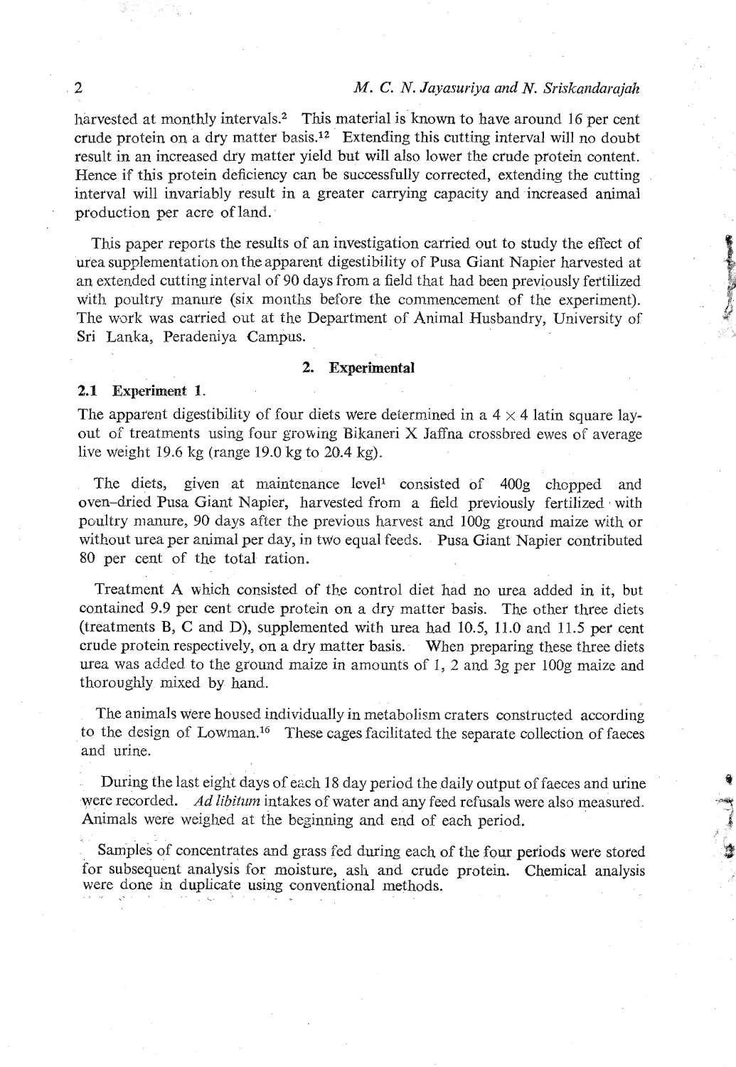harvested at monthly intervals.[2] This material is known to have around 16 per cent crude protein on a dry matter basis.[12] Extending this cutting interval will no doubt result in an increased dry matter yield but will also lower the crude protein content. Hence if this protein deficiency can be successfully corrected, extending the cutting interval will invariably result in a greater carrying capacity and increased animal production per acre of land.

This paper reports the results of an investigation carried out to study the effect of urea supplementation on the apparent digestibility of Pusa Giant Napier harvested at an extended cutting interval of 90 days from a field that had been previously fertilized with poultry manure (six months before the commencement of the experiment). The work was carried out at the Department of Animal Husbandry, University of Sri Lanka, Peradeniya Campus.

## 2. Experimental

### 2.1 Experiment 1.

The apparent digestibility of four diets were determined in a $4 \times 4$ latin square layout of treatments using four growing Bikaneri X Jaffna crossbred ewes of average live weight 19.6 kg (range 19.0 kg to 20.4 kg).

The diets, given at maintenance level[1] consisted of 400g chopped and oven-dried Pusa Giant Napier, harvested from a field previously fertilized with poultry manure, 90 days after the previous harvest and 100g ground maize with or without urea per animal per day, in two equal feeds. Pusa Giant Napier contributed 80 per cent of the total ration.

Treatment A which consisted of the control diet had no urea added in it, but contained 9.9 per cent crude protein on a dry matter basis. The other three diets (treatments B, C and D), supplemented with urea had 10.5, 11.0 and 11.5 per cent crude protein respectively, on a dry matter basis. When preparing these three diets urea was added to the ground maize in amounts of 1, 2 and 3g per 100g maize and thoroughly mixed by hand.

The animals were housed individually in metabolism craters constructed according to the design of Lowman.[16] These cages facilitated the separate collection of faeces and urine.

During the last eight days of each 18 day period the daily output of faeces and urine were recorded. *Ad libitum* intakes of water and any feed refusals were also measured. Animals were weighed at the beginning and end of each period.

Samples of concentrates and grass fed during each of the four periods were stored for subsequent analysis for moisture, ash and crude protein. Chemical analysis were done in duplicate using conventional methods.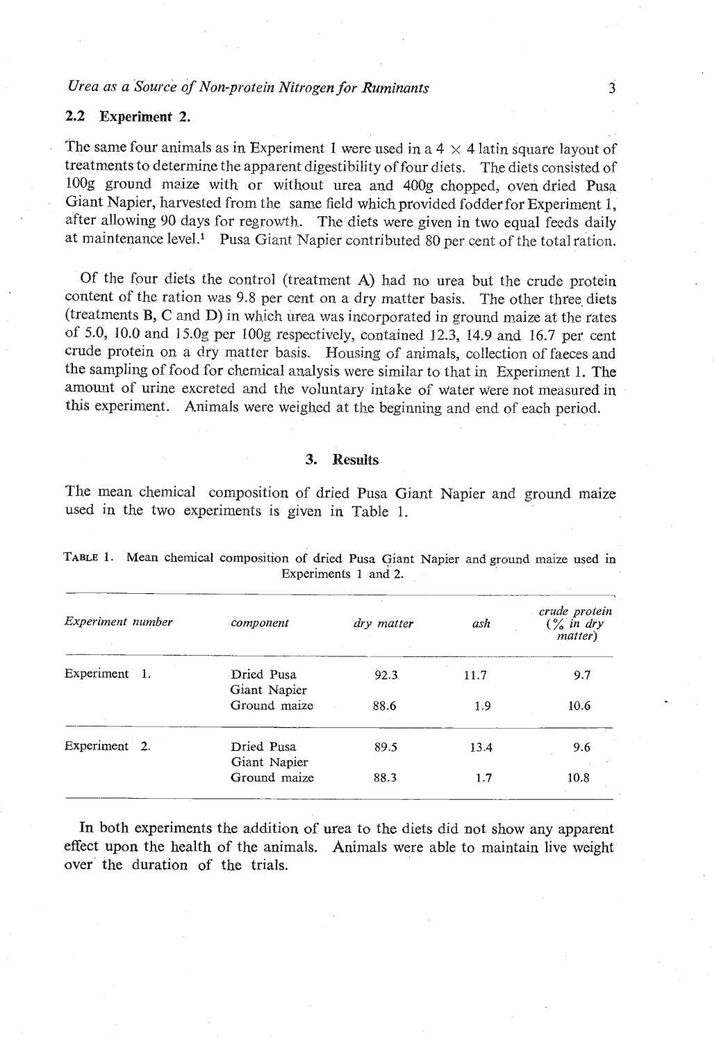### 2.2 Experiment 2.

The same four animals as in Experiment 1 were used in a 4 × 4 latin square layout of treatments to determine the apparent digestibility of four diets. The diets consisted of 100g ground maize with or without urea and 400g chopped, oven dried Pusa Giant Napier, harvested from the same field which provided fodder for Experiment 1, after allowing 90 days for regrowth. The diets were given in two equal feeds daily at maintenance level.[1] Pusa Giant Napier contributed 80 per cent of the total ration.

Of the four diets the control (treatment A) had no urea but the crude protein content of the ration was 9.8 per cent on a dry matter basis. The other three diets (treatments B, C and D) in which urea was incorporated in ground maize at the rates of 5.0, 10.0 and 15.0g per 100g respectively, contained 12.3, 14.9 and 16.7 per cent crude protein on a dry matter basis. Housing of animals, collection of faeces and the sampling of food for chemical analysis were similar to that in Experiment 1. The amount of urine excreted and the voluntary intake of water were not measured in this experiment. Animals were weighed at the beginning and end of each period.

## 3. Results

The mean chemical composition of dried Pusa Giant Napier and ground maize used in the two experiments is given in Table 1.

TABLE 1. Mean chemical composition of dried Pusa Giant Napier and ground maize used in Experiments 1 and 2.

| *Experiment number* | *component* | *dry matter* | *ash* | *crude protein (% in dry matter)* |
|---|---|---|---|---|
| Experiment 1. | Dried Pusa Giant Napier | 92.3 | 11.7 | 9.7 |
| | Ground maize | 88.6 | 1.9 | 10.6 |
| Experiment 2. | Dried Pusa Giant Napier | 89.5 | 13.4 | 9.6 |
| | Ground maize | 88.3 | 1.7 | 10.8 |

In both experiments the addition of urea to the diets did not show any apparent effect upon the health of the animals. Animals were able to maintain live weight over the duration of the trials.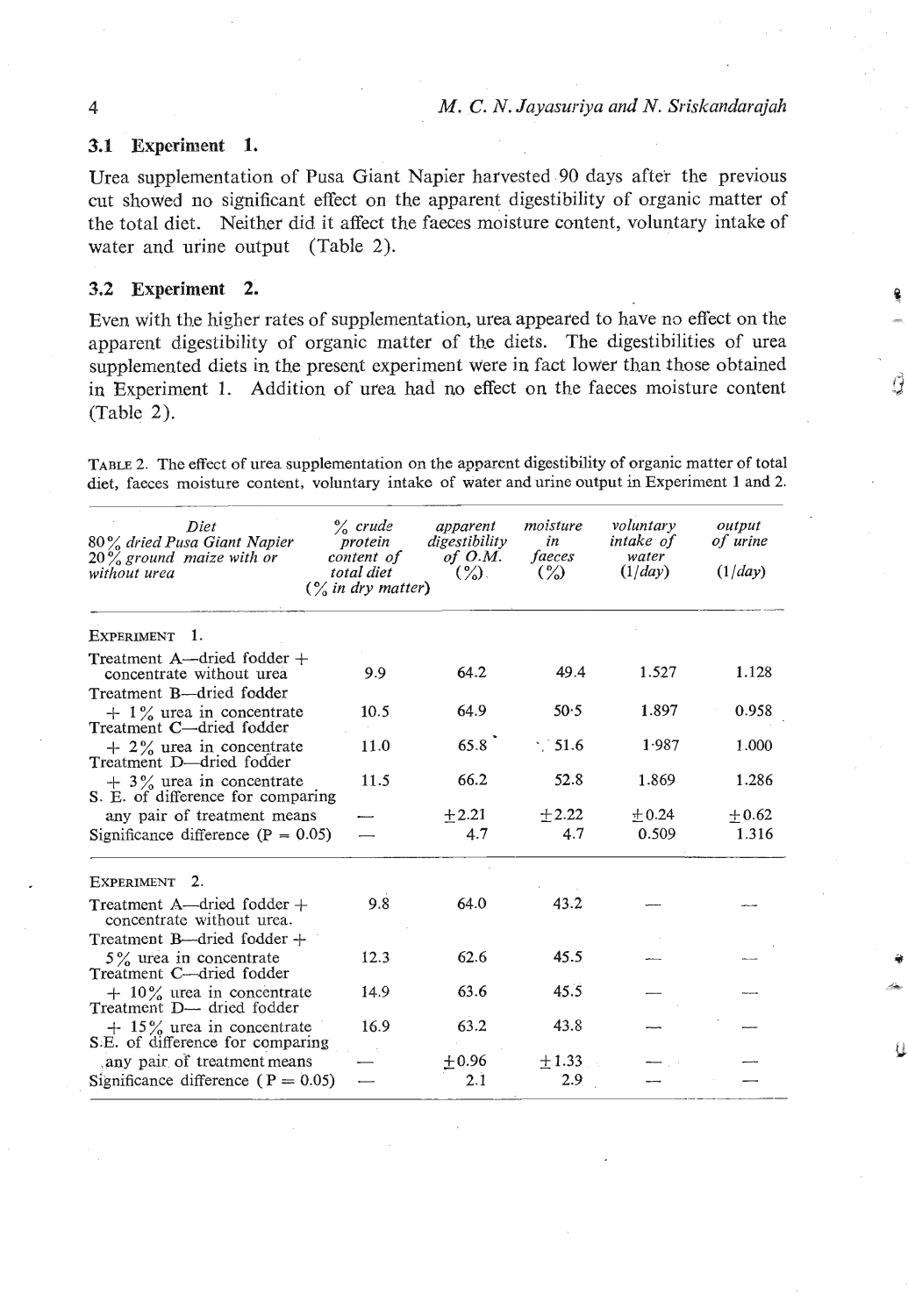### 3.1 Experiment 1.

Urea supplementation of Pusa Giant Napier harvested 90 days after the previous cut showed no significant effect on the apparent digestibility of organic matter of the total diet. Neither did it affect the faeces moisture content, voluntary intake of water and urine output (Table 2).

### 3.2 Experiment 2.

Even with the higher rates of supplementation, urea appeared to have no effect on the apparent digestibility of organic matter of the diets. The digestibilities of urea supplemented diets in the present experiment were in fact lower than those obtained in Experiment 1. Addition of urea had no effect on the faeces moisture content (Table 2).

TABLE 2. The effect of urea supplementation on the apparent digestibility of organic matter of total diet, faeces moisture content, voluntary intake of water and urine output in Experiment 1 and 2.

| *Diet 80% dried Pusa Giant Napier 20% ground maize with or without urea* | *% crude protein content of total diet (% in dry matter)* | *apparent digestibility of O.M. (%)* | *moisture in faeces (%)* | *voluntary intake of water (l/day)* | *output of urine (l/day)* |
|---|---|---|---|---|---|
| EXPERIMENT 1. | | | | | |
| Treatment A—dried fodder + concentrate without urea | 9.9 | 64.2 | 49.4 | 1.527 | 1.128 |
| Treatment B—dried fodder + 1% urea in concentrate | 10.5 | 64.9 | 50·5 | 1.897 | 0.958 |
| Treatment C—dried fodder + 2% urea in concentrate | 11.0 | 65.8 | 51.6 | 1·987 | 1.000 |
| Treatment D—dried fodder + 3% urea in concentrate | 11.5 | 66.2 | 52.8 | 1.869 | 1.286 |
| S. E. of difference for comparing any pair of treatment means | — | ±2.21 | ±2.22 | ±0.24 | ±0.62 |
| Significance difference (P = 0.05) | — | 4.7 | 4.7 | 0.509 | 1.316 |
| EXPERIMENT 2. | | | | | |
| Treatment A—dried fodder + concentrate without urea. | 9.8 | 64.0 | 43.2 | — | — |
| Treatment B—dried fodder + 5% urea in concentrate | 12.3 | 62.6 | 45.5 | — | — |
| Treatment C—dried fodder + 10% urea in concentrate | 14.9 | 63.6 | 45.5 | — | — |
| Treatment D— dried fodder + 15% urea in concentrate | 16.9 | 63.2 | 43.8 | — | — |
| S.E. of difference for comparing any pair of treatment means | — | ±0.96 | ±1.33 | — | — |
| Significance difference (P = 0.05) | — | 2.1 | 2.9 | — | — |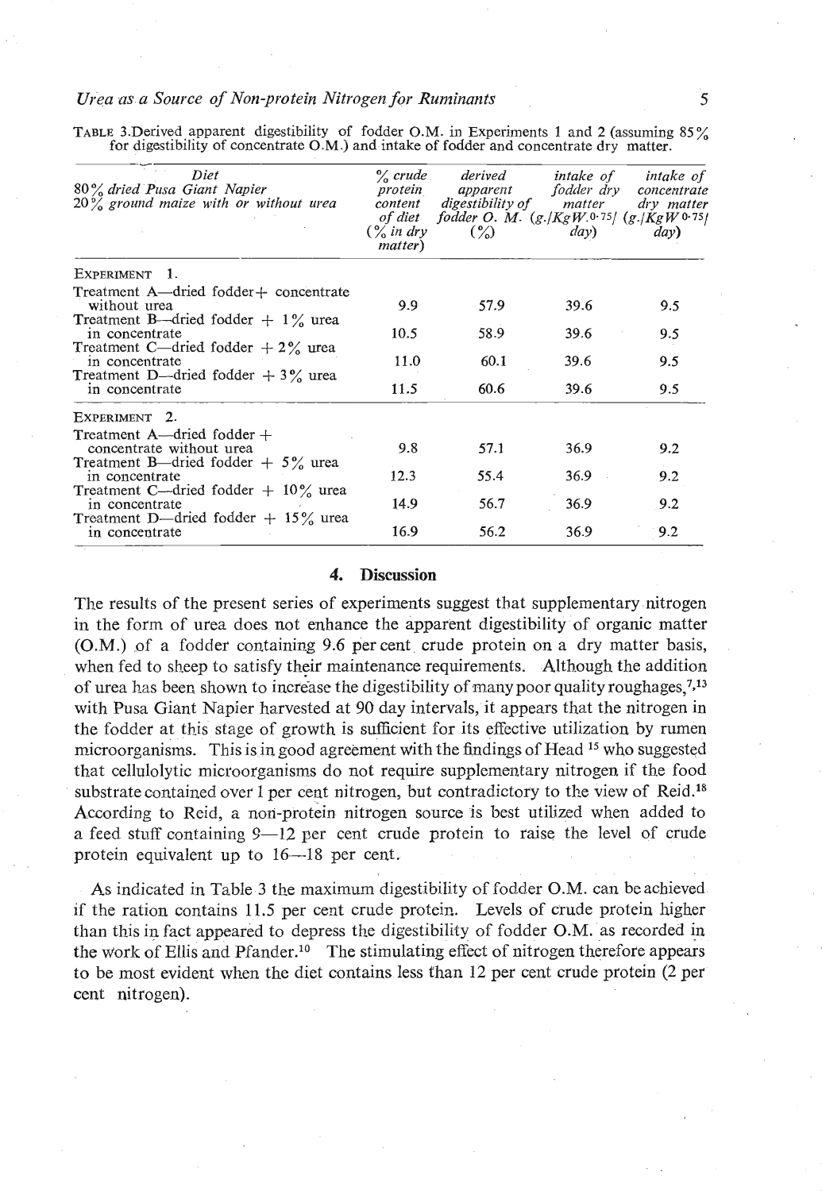TABLE 3. Derived apparent digestibility of fodder O.M. in Experiments 1 and 2 (assuming 85% for digestibility of concentrate O.M.) and intake of fodder and concentrate dry matter.

| *Diet* *80% dried Pusa Giant Napier* *20% ground maize with or without urea* | *% crude protein content of diet (% in dry matter)* | *derived apparent digestibility of fodder O. M. (%)* | *intake of fodder dry matter (g./KgW$^{0.75}$/day)* | *intake of concentrate dry matter (g./KgW$^{0.75}$/day)* |
|---|---|---|---|---|
| EXPERIMENT 1. | | | | |
| Treatment A—dried fodder + concentrate without urea | 9.9 | 57.9 | 39.6 | 9.5 |
| Treatment B—dried fodder + 1% urea in concentrate | 10.5 | 58.9 | 39.6 | 9.5 |
| Treatment C—dried fodder + 2% urea in concentrate | 11.0 | 60.1 | 39.6 | 9.5 |
| Treatment D—dried fodder + 3% urea in concentrate | 11.5 | 60.6 | 39.6 | 9.5 |
| EXPERIMENT 2. | | | | |
| Treatment A—dried fodder + concentrate without urea | 9.8 | 57.1 | 36.9 | 9.2 |
| Treatment B—dried fodder + 5% urea in concentrate | 12.3 | 55.4 | 36.9 | 9.2 |
| Treatment C—dried fodder + 10% urea in concentrate | 14.9 | 56.7 | 36.9 | 9.2 |
| Treatment D—dried fodder + 15% urea in concentrate | 16.9 | 56.2 | 36.9 | 9.2 |

## 4. Discussion

The results of the present series of experiments suggest that supplementary nitrogen in the form of urea does not enhance the apparent digestibility of organic matter (O.M.) of a fodder containing 9.6 per cent crude protein on a dry matter basis, when fed to sheep to satisfy their maintenance requirements. Although the addition of urea has been shown to increase the digestibility of many poor quality roughages,[7,13] with Pusa Giant Napier harvested at 90 day intervals, it appears that the nitrogen in the fodder at this stage of growth is sufficient for its effective utilization by rumen microorganisms. This is in good agreement with the findings of Head [15] who suggested that cellulolytic microorganisms do not require supplementary nitrogen if the food substrate contained over 1 per cent nitrogen, but contradictory to the view of Reid.[18] According to Reid, a non-protein nitrogen source is best utilized when added to a feed stuff containing 9—12 per cent crude protein to raise the level of crude protein equivalent up to 16—18 per cent.

As indicated in Table 3 the maximum digestibility of fodder O.M. can be achieved if the ration contains 11.5 per cent crude protein. Levels of crude protein higher than this in fact appeared to depress the digestibility of fodder O.M. as recorded in the work of Ellis and Pfander.[10] The stimulating effect of nitrogen therefore appears to be most evident when the diet contains less than 12 per cent crude protein (2 per cent nitrogen).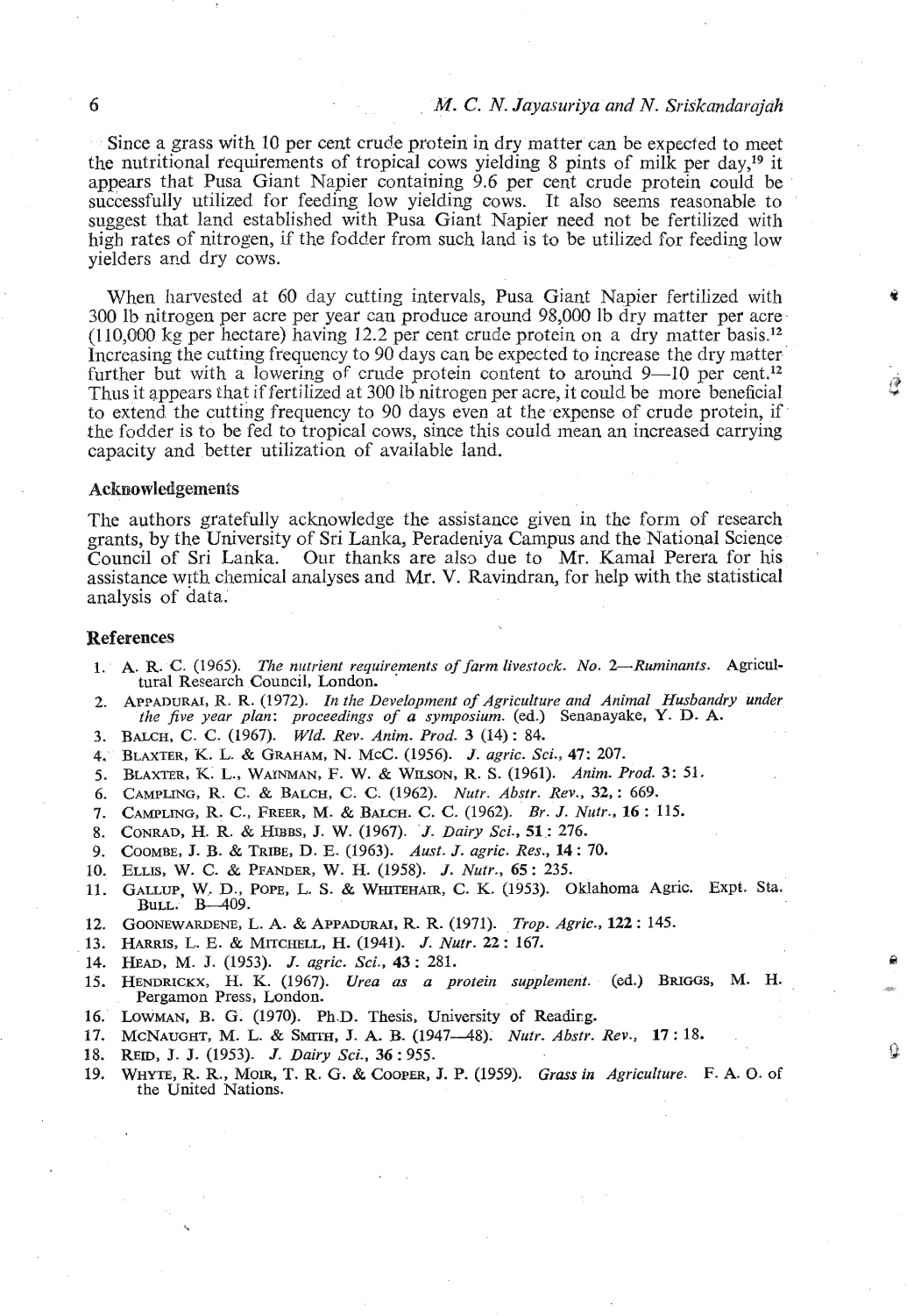Since a grass with 10 per cent crude protein in dry matter can be expected to meet the nutritional requirements of tropical cows yielding 8 pints of milk per day,[19] it appears that Pusa Giant Napier containing 9.6 per cent crude protein could be successfully utilized for feeding low yielding cows. It also seems reasonable to suggest that land established with Pusa Giant Napier need not be fertilized with high rates of nitrogen, if the fodder from such land is to be utilized for feeding low yielders and dry cows.

When harvested at 60 day cutting intervals, Pusa Giant Napier fertilized with 300 lb nitrogen per acre per year can produce around 98,000 lb dry matter per acre (110,000 kg per hectare) having 12.2 per cent crude protein on a dry matter basis.[12] Increasing the cutting frequency to 90 days can be expected to increase the dry matter further but with a lowering of crude protein content to around 9—10 per cent.[12] Thus it appears that if fertilized at 300 lb nitrogen per acre, it could be more beneficial to extend the cutting frequency to 90 days even at the expense of crude protein, if the fodder is to be fed to tropical cows, since this could mean an increased carrying capacity and better utilization of available land.

## Acknowledgements

The authors gratefully acknowledge the assistance given in the form of research grants, by the University of Sri Lanka, Peradeniya Campus and the National Science Council of Sri Lanka. Our thanks are also due to Mr. Kamal Perera for his assistance with chemical analyses and Mr. V. Ravindran, for help with the statistical analysis of data.

## References

1. A. R. C. (1965). *The nutrient requirements of farm livestock. No. 2—Ruminants.* Agricultural Research Council, London.
2. Appadurai, R. R. (1972). *In the Development of Agriculture and Animal Husbandry under the five year plan: proceedings of a symposium.* (ed.) Senanayake, Y. D. A.
3. Balch, C. C. (1967). *Wld. Rev. Anim. Prod.* **3** (14) : 84.
4. Blaxter, K. L. & Graham, N. McC. (1956). *J. agric. Sci.*, **47**: 207.
5. Blaxter, K. L., Wainman, F. W. & Wilson, R. S. (1961). *Anim. Prod.* **3**: 51.
6. Campling, R. C. & Balch, C. C. (1962). *Nutr. Abstr. Rev.*, **32**, : 669.
7. Campling, R. C., Freer, M. & Balch. C. C. (1962). *Br. J. Nutr.*, **16** : 115.
8. Conrad, H. R. & Hibbs, J. W. (1967). *J. Dairy Sci.*, **51** : 276.
9. Coombe, J. B. & Tribe, D. E. (1963). *Aust. J. agric. Res.*, **14** : 70.
10. Ellis, W. C. & Pfander, W. H. (1958). *J. Nutr.*, **65** : 235.
11. Gallup, W. D., Pope, L. S. & Whitehair, C. K. (1953). Oklahoma Agric. Expt. Sta. Bull. B—409.
12. Goonewardene, L. A. & Appadurai, R. R. (1971). *Trop. Agric.*, **122** : 145.
13. Harris, L. E. & Mitchell, H. (1941). *J. Nutr.* **22** : 167.
14. Head, M. J. (1953). *J. agric. Sci.*, **43** : 281.
15. Hendrickx, H. K. (1967). *Urea as a protein supplement.* (ed.) Briggs, M. H. Pergamon Press, London.
16. Lowman, B. G. (1970). Ph.D. Thesis, University of Reading.
17. McNaught, M. L. & Smith, J. A. B. (1947—48). *Nutr. Abstr. Rev.*, **17** : 18.
18. Reid, J. J. (1953). *J. Dairy Sci.*, **36** : 955.
19. Whyte, R. R., Moir, T. R. G. & Cooper, J. P. (1959). *Grass in Agriculture.* F. A. O. of the United Nations.